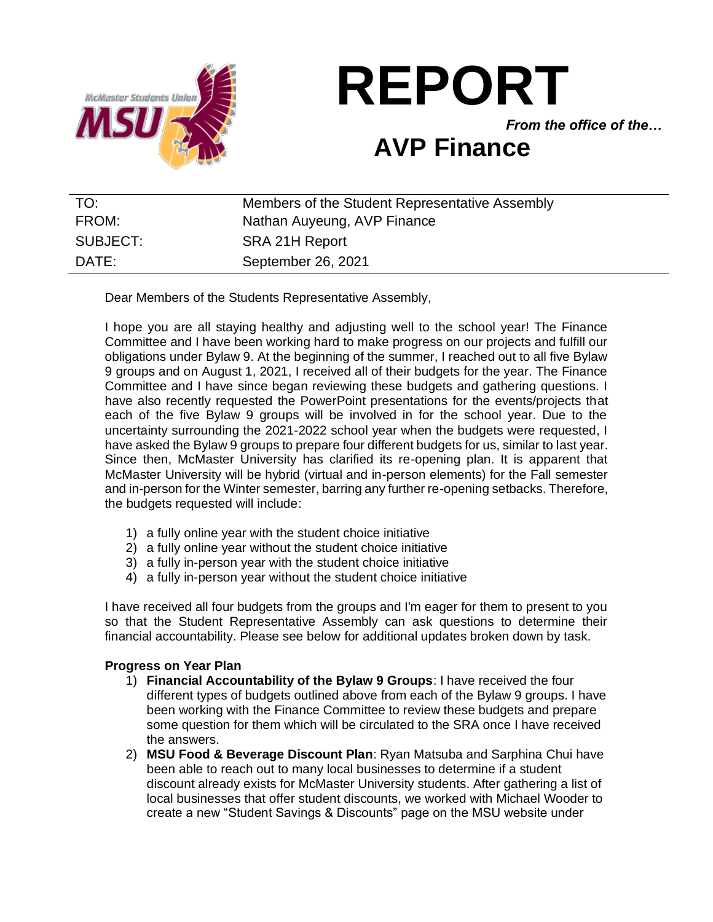# REPORT

*From the office of the…*

## AVP Finance

| | |
|---|---|
| TO: | Members of the Student Representative Assembly |
| FROM: | Nathan Auyeung, AVP Finance |
| SUBJECT: | SRA 21H Report |
| DATE: | September 26, 2021 |

Dear Members of the Students Representative Assembly,

I hope you are all staying healthy and adjusting well to the school year! The Finance Committee and I have been working hard to make progress on our projects and fulfill our obligations under Bylaw 9. At the beginning of the summer, I reached out to all five Bylaw 9 groups and on August 1, 2021, I received all of their budgets for the year. The Finance Committee and I have since began reviewing these budgets and gathering questions. I have also recently requested the PowerPoint presentations for the events/projects that each of the five Bylaw 9 groups will be involved in for the school year. Due to the uncertainty surrounding the 2021-2022 school year when the budgets were requested, I have asked the Bylaw 9 groups to prepare four different budgets for us, similar to last year. Since then, McMaster University has clarified its re-opening plan. It is apparent that McMaster University will be hybrid (virtual and in-person elements) for the Fall semester and in-person for the Winter semester, barring any further re-opening setbacks. Therefore, the budgets requested will include:

1) a fully online year with the student choice initiative
2) a fully online year without the student choice initiative
3) a fully in-person year with the student choice initiative
4) a fully in-person year without the student choice initiative

I have received all four budgets from the groups and I'm eager for them to present to you so that the Student Representative Assembly can ask questions to determine their financial accountability. Please see below for additional updates broken down by task.

**Progress on Year Plan**

1) **Financial Accountability of the Bylaw 9 Groups**: I have received the four different types of budgets outlined above from each of the Bylaw 9 groups. I have been working with the Finance Committee to review these budgets and prepare some question for them which will be circulated to the SRA once I have received the answers.
2) **MSU Food & Beverage Discount Plan**: Ryan Matsuba and Sarphina Chui have been able to reach out to many local businesses to determine if a student discount already exists for McMaster University students. After gathering a list of local businesses that offer student discounts, we worked with Michael Wooder to create a new "Student Savings & Discounts" page on the MSU website under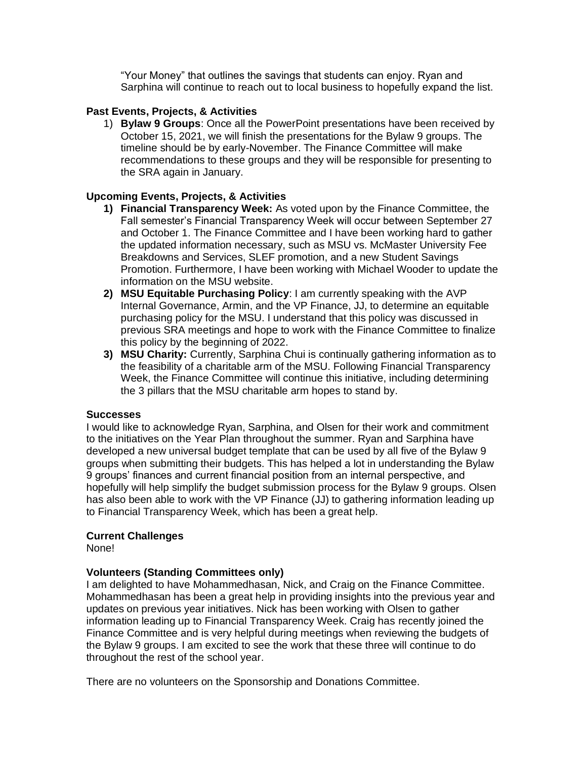"Your Money" that outlines the savings that students can enjoy. Ryan and Sarphina will continue to reach out to local business to hopefully expand the list.

**Past Events, Projects, & Activities**

1) **Bylaw 9 Groups**: Once all the PowerPoint presentations have been received by October 15, 2021, we will finish the presentations for the Bylaw 9 groups. The timeline should be by early-November. The Finance Committee will make recommendations to these groups and they will be responsible for presenting to the SRA again in January.

**Upcoming Events, Projects, & Activities**

1) **Financial Transparency Week:** As voted upon by the Finance Committee, the Fall semester's Financial Transparency Week will occur between September 27 and October 1. The Finance Committee and I have been working hard to gather the updated information necessary, such as MSU vs. McMaster University Fee Breakdowns and Services, SLEF promotion, and a new Student Savings Promotion. Furthermore, I have been working with Michael Wooder to update the information on the MSU website.
2) **MSU Equitable Purchasing Policy**: I am currently speaking with the AVP Internal Governance, Armin, and the VP Finance, JJ, to determine an equitable purchasing policy for the MSU. I understand that this policy was discussed in previous SRA meetings and hope to work with the Finance Committee to finalize this policy by the beginning of 2022.
3) **MSU Charity:** Currently, Sarphina Chui is continually gathering information as to the feasibility of a charitable arm of the MSU. Following Financial Transparency Week, the Finance Committee will continue this initiative, including determining the 3 pillars that the MSU charitable arm hopes to stand by.

**Successes**

I would like to acknowledge Ryan, Sarphina, and Olsen for their work and commitment to the initiatives on the Year Plan throughout the summer. Ryan and Sarphina have developed a new universal budget template that can be used by all five of the Bylaw 9 groups when submitting their budgets. This has helped a lot in understanding the Bylaw 9 groups' finances and current financial position from an internal perspective, and hopefully will help simplify the budget submission process for the Bylaw 9 groups. Olsen has also been able to work with the VP Finance (JJ) to gathering information leading up to Financial Transparency Week, which has been a great help.

**Current Challenges**

None!

**Volunteers (Standing Committees only)**

I am delighted to have Mohammedhasan, Nick, and Craig on the Finance Committee. Mohammedhasan has been a great help in providing insights into the previous year and updates on previous year initiatives. Nick has been working with Olsen to gather information leading up to Financial Transparency Week. Craig has recently joined the Finance Committee and is very helpful during meetings when reviewing the budgets of the Bylaw 9 groups. I am excited to see the work that these three will continue to do throughout the rest of the school year.

There are no volunteers on the Sponsorship and Donations Committee.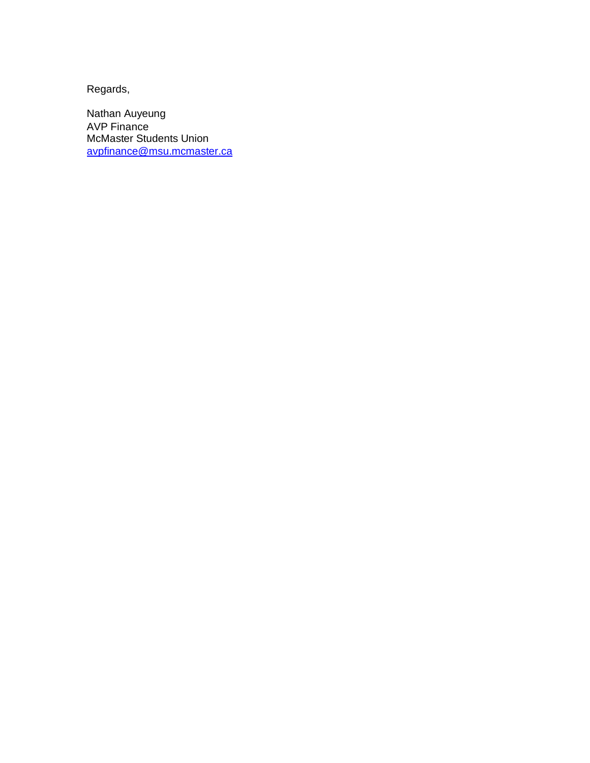Regards,

Nathan Auyeung
AVP Finance
McMaster Students Union
avpfinance@msu.mcmaster.ca